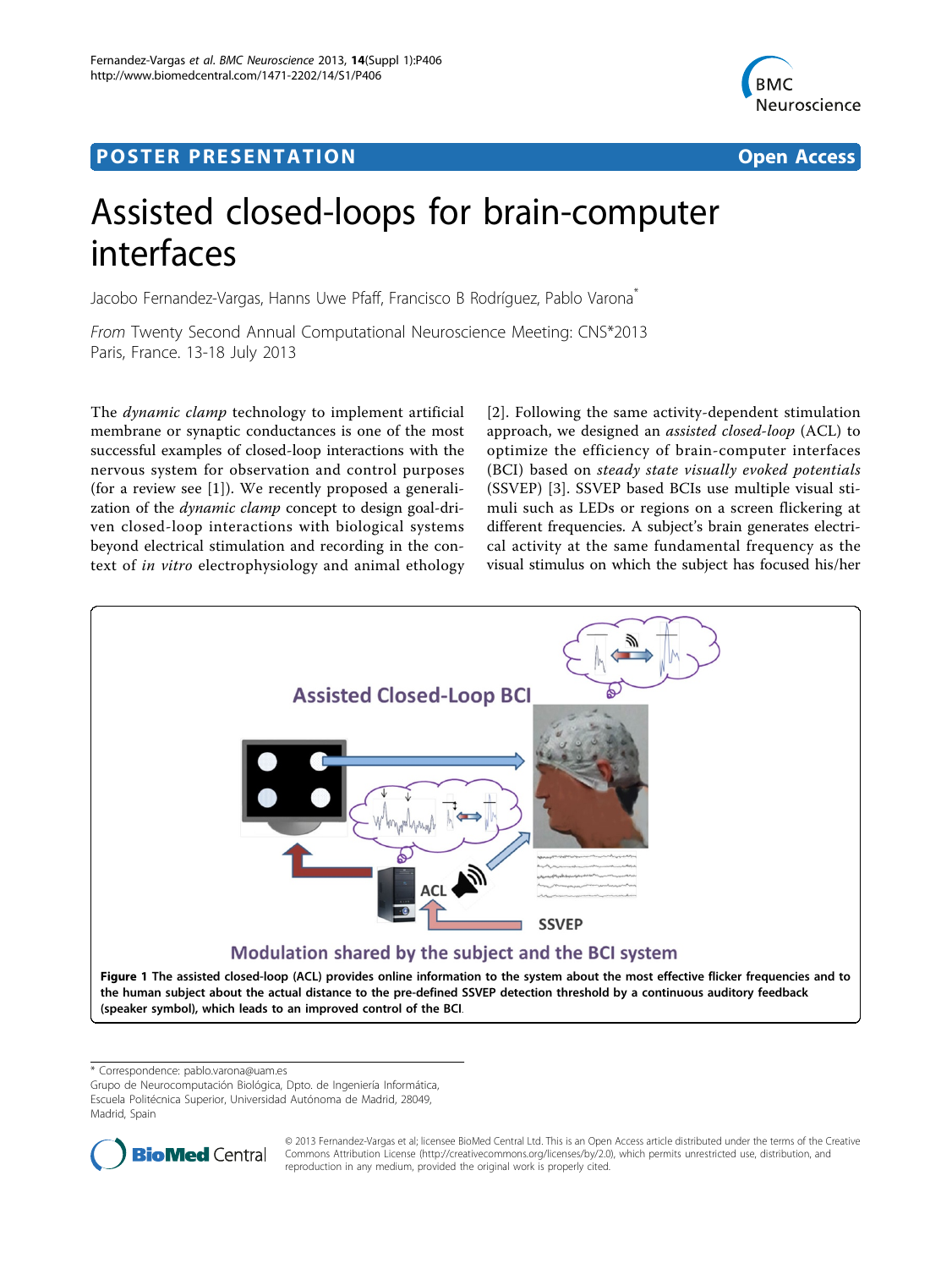POSTER PRESENTATION

Open Access

# Assisted closed-loops for brain-computer interfaces

Jacobo Fernandez-Vargas, Hanns Uwe Pfaff, Francisco B Rodríguez, Pablo Varona*

*From* Twenty Second Annual Computational Neuroscience Meeting: CNS*2013
Paris, France. 13-18 July 2013

The *dynamic clamp* technology to implement artificial membrane or synaptic conductances is one of the most successful examples of closed-loop interactions with the nervous system for observation and control purposes (for a review see [1]). We recently proposed a generalization of the *dynamic clamp* concept to design goal-driven closed-loop interactions with biological systems beyond electrical stimulation and recording in the context of *in vitro* electrophysiology and animal ethology [2]. Following the same activity-dependent stimulation approach, we designed an *assisted closed-loop* (ACL) to optimize the efficiency of brain-computer interfaces (BCI) based on *steady state visually evoked potentials* (SSVEP) [3]. SSVEP based BCIs use multiple visual stimuli such as LEDs or regions on a screen flickering at different frequencies. A subject's brain generates electrical activity at the same fundamental frequency as the visual stimulus on which the subject has focused his/her

**Figure 1 The assisted closed-loop (ACL) provides online information to the system about the most effective flicker frequencies and to the human subject about the actual distance to the pre-defined SSVEP detection threshold by a continuous auditory feedback (speaker symbol), which leads to an improved control of the BCI.**

* Correspondence: pablo.varona@uam.es
Grupo de Neurocomputación Biológica, Dpto. de Ingeniería Informática, Escuela Politécnica Superior, Universidad Autónoma de Madrid, 28049, Madrid, Spain

© 2013 Fernandez-Vargas et al; licensee BioMed Central Ltd. This is an Open Access article distributed under the terms of the Creative Commons Attribution License (http://creativecommons.org/licenses/by/2.0), which permits unrestricted use, distribution, and reproduction in any medium, provided the original work is properly cited.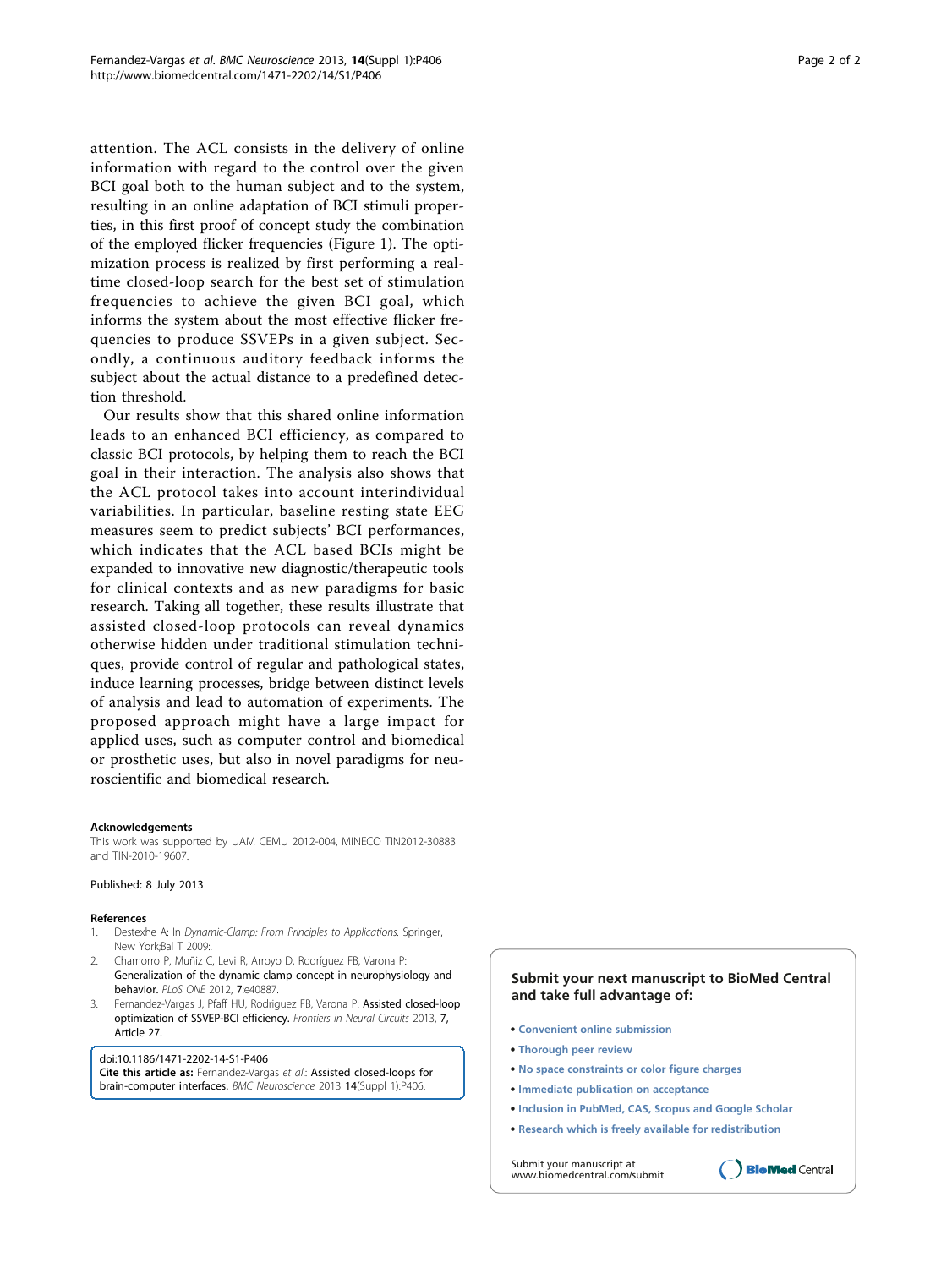attention. The ACL consists in the delivery of online information with regard to the control over the given BCI goal both to the human subject and to the system, resulting in an online adaptation of BCI stimuli properties, in this first proof of concept study the combination of the employed flicker frequencies (Figure 1). The optimization process is realized by first performing a real-time closed-loop search for the best set of stimulation frequencies to achieve the given BCI goal, which informs the system about the most effective flicker frequencies to produce SSVEPs in a given subject. Secondly, a continuous auditory feedback informs the subject about the actual distance to a predefined detection threshold.

Our results show that this shared online information leads to an enhanced BCI efficiency, as compared to classic BCI protocols, by helping them to reach the BCI goal in their interaction. The analysis also shows that the ACL protocol takes into account interindividual variabilities. In particular, baseline resting state EEG measures seem to predict subjects' BCI performances, which indicates that the ACL based BCIs might be expanded to innovative new diagnostic/therapeutic tools for clinical contexts and as new paradigms for basic research. Taking all together, these results illustrate that assisted closed-loop protocols can reveal dynamics otherwise hidden under traditional stimulation techniques, provide control of regular and pathological states, induce learning processes, bridge between distinct levels of analysis and lead to automation of experiments. The proposed approach might have a large impact for applied uses, such as computer control and biomedical or prosthetic uses, but also in novel paradigms for neuroscientific and biomedical research.

#### Acknowledgements

This work was supported by UAM CEMU 2012-004, MINECO TIN2012-30883 and TIN-2010-19607.

Published: 8 July 2013

#### References

1. Destexhe A: In *Dynamic-Clamp: From Principles to Applications.* Springer, New York;Bal T 2009:.
2. Chamorro P, Muñiz C, Levi R, Arroyo D, Rodríguez FB, Varona P: **Generalization of the dynamic clamp concept in neurophysiology and behavior.** *PLoS ONE* 2012, **7**:e40887.
3. Fernandez-Vargas J, Pfaff HU, Rodriguez FB, Varona P: **Assisted closed-loop optimization of SSVEP-BCI efficiency.** *Frontiers in Neural Circuits* 2013, **7**, Article 27.

doi:10.1186/1471-2202-14-S1-P406
**Cite this article as:** Fernandez-Vargas *et al.*: **Assisted closed-loops for brain-computer interfaces.** *BMC Neuroscience* 2013 **14**(Suppl 1):P406.

**Submit your next manuscript to BioMed Central and take full advantage of:**

- Convenient online submission
- Thorough peer review
- No space constraints or color figure charges
- Immediate publication on acceptance
- Inclusion in PubMed, CAS, Scopus and Google Scholar
- Research which is freely available for redistribution

Submit your manuscript at www.biomedcentral.com/submit

BioMed Central